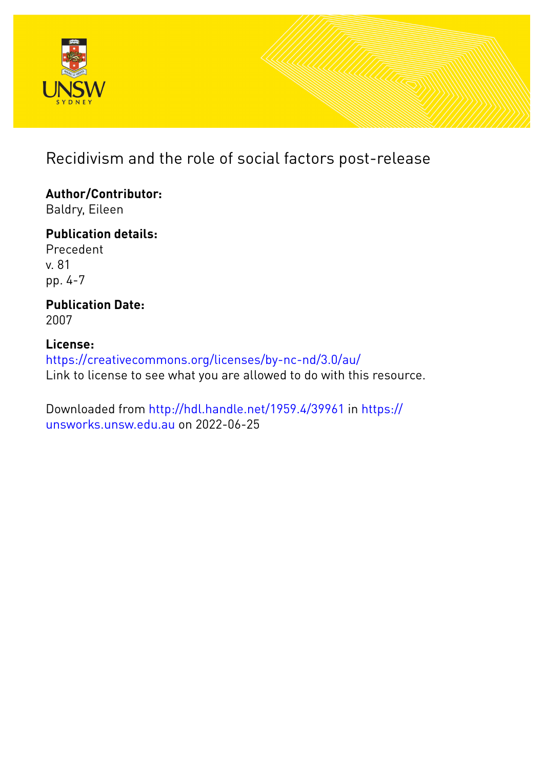# Recidivism and the role of social factors post-release

**Author/Contributor:**
Baldry, Eileen

**Publication details:**
Precedent
v. 81
pp. 4-7

**Publication Date:**
2007

**License:**
https://creativecommons.org/licenses/by-nc-nd/3.0/au/
Link to license to see what you are allowed to do with this resource.

Downloaded from http://hdl.handle.net/1959.4/39961 in https://unsworks.unsw.edu.au on 2022-06-25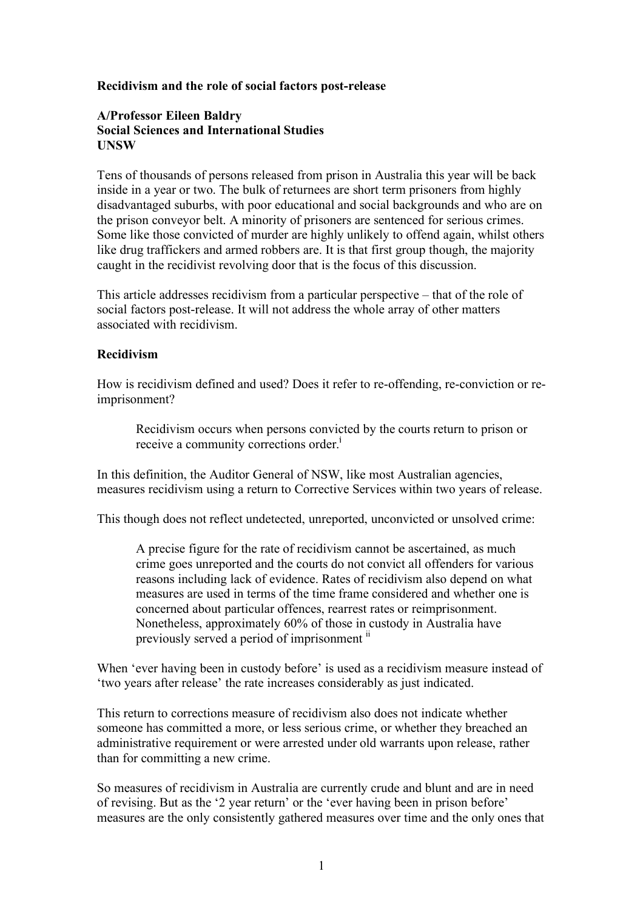**Recidivism and the role of social factors post-release**

**A/Professor Eileen Baldry**
**Social Sciences and International Studies**
**UNSW**

Tens of thousands of persons released from prison in Australia this year will be back inside in a year or two. The bulk of returnees are short term prisoners from highly disadvantaged suburbs, with poor educational and social backgrounds and who are on the prison conveyor belt. A minority of prisoners are sentenced for serious crimes. Some like those convicted of murder are highly unlikely to offend again, whilst others like drug traffickers and armed robbers are. It is that first group though, the majority caught in the recidivist revolving door that is the focus of this discussion.

This article addresses recidivism from a particular perspective – that of the role of social factors post-release. It will not address the whole array of other matters associated with recidivism.

## Recidivism

How is recidivism defined and used? Does it refer to re-offending, re-conviction or re-imprisonment?

> Recidivism occurs when persons convicted by the courts return to prison or receive a community corrections order.[i]

In this definition, the Auditor General of NSW, like most Australian agencies, measures recidivism using a return to Corrective Services within two years of release.

This though does not reflect undetected, unreported, unconvicted or unsolved crime:

> A precise figure for the rate of recidivism cannot be ascertained, as much crime goes unreported and the courts do not convict all offenders for various reasons including lack of evidence. Rates of recidivism also depend on what measures are used in terms of the time frame considered and whether one is concerned about particular offences, rearrest rates or reimprisonment. Nonetheless, approximately 60% of those in custody in Australia have previously served a period of imprisonment [ii]

When 'ever having been in custody before' is used as a recidivism measure instead of 'two years after release' the rate increases considerably as just indicated.

This return to corrections measure of recidivism also does not indicate whether someone has committed a more, or less serious crime, or whether they breached an administrative requirement or were arrested under old warrants upon release, rather than for committing a new crime.

So measures of recidivism in Australia are currently crude and blunt and are in need of revising. But as the '2 year return' or the 'ever having been in prison before' measures are the only consistently gathered measures over time and the only ones that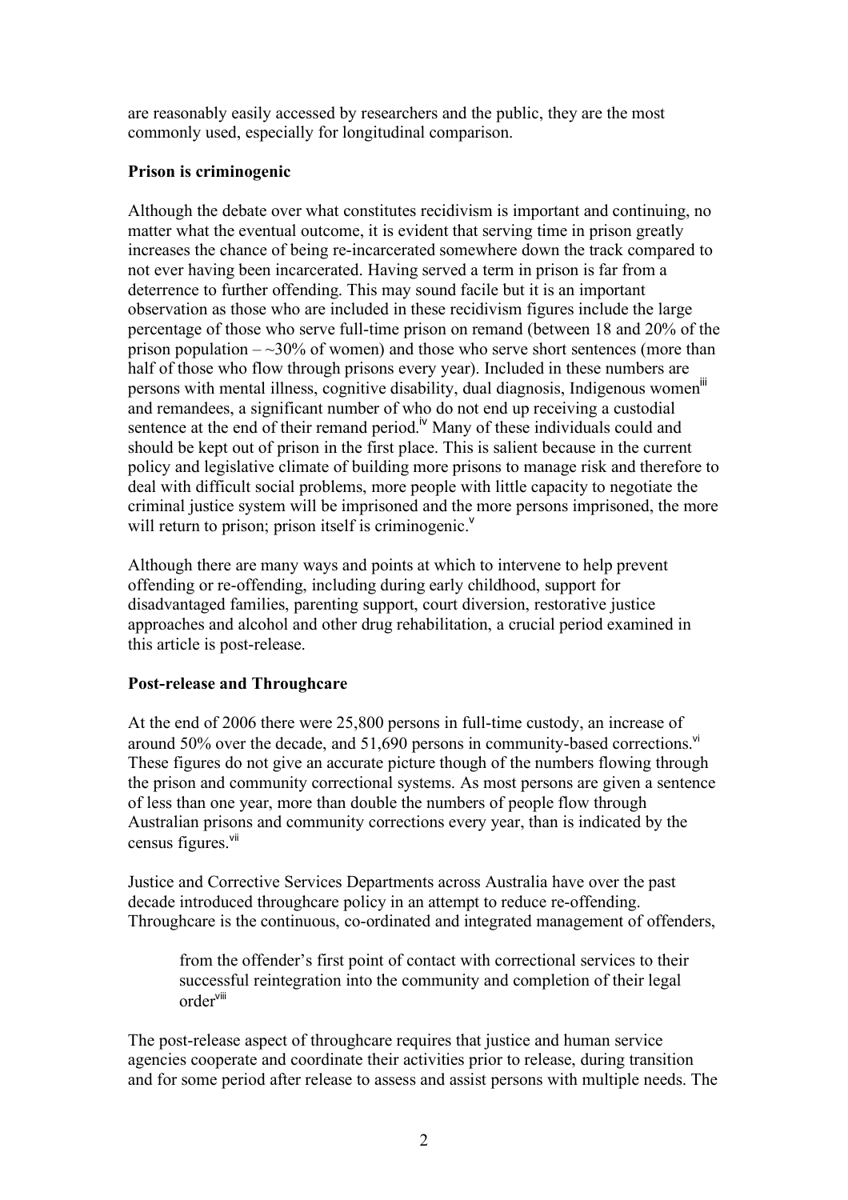are reasonably easily accessed by researchers and the public, they are the most commonly used, especially for longitudinal comparison.

**Prison is criminogenic**

Although the debate over what constitutes recidivism is important and continuing, no matter what the eventual outcome, it is evident that serving time in prison greatly increases the chance of being re-incarcerated somewhere down the track compared to not ever having been incarcerated. Having served a term in prison is far from a deterrence to further offending. This may sound facile but it is an important observation as those who are included in these recidivism figures include the large percentage of those who serve full-time prison on remand (between 18 and 20% of the prison population – ~30% of women) and those who serve short sentences (more than half of those who flow through prisons every year). Included in these numbers are persons with mental illness, cognitive disability, dual diagnosis, Indigenous women[iii] and remandees, a significant number of who do not end up receiving a custodial sentence at the end of their remand period.[iv] Many of these individuals could and should be kept out of prison in the first place. This is salient because in the current policy and legislative climate of building more prisons to manage risk and therefore to deal with difficult social problems, more people with little capacity to negotiate the criminal justice system will be imprisoned and the more persons imprisoned, the more will return to prison; prison itself is criminogenic.[v]

Although there are many ways and points at which to intervene to help prevent offending or re-offending, including during early childhood, support for disadvantaged families, parenting support, court diversion, restorative justice approaches and alcohol and other drug rehabilitation, a crucial period examined in this article is post-release.

**Post-release and Throughcare**

At the end of 2006 there were 25,800 persons in full-time custody, an increase of around 50% over the decade, and 51,690 persons in community-based corrections.[vi] These figures do not give an accurate picture though of the numbers flowing through the prison and community correctional systems. As most persons are given a sentence of less than one year, more than double the numbers of people flow through Australian prisons and community corrections every year, than is indicated by the census figures.[vii]

Justice and Corrective Services Departments across Australia have over the past decade introduced throughcare policy in an attempt to reduce re-offending. Throughcare is the continuous, co-ordinated and integrated management of offenders,

> from the offender's first point of contact with correctional services to their successful reintegration into the community and completion of their legal order[viii]

The post-release aspect of throughcare requires that justice and human service agencies cooperate and coordinate their activities prior to release, during transition and for some period after release to assess and assist persons with multiple needs. The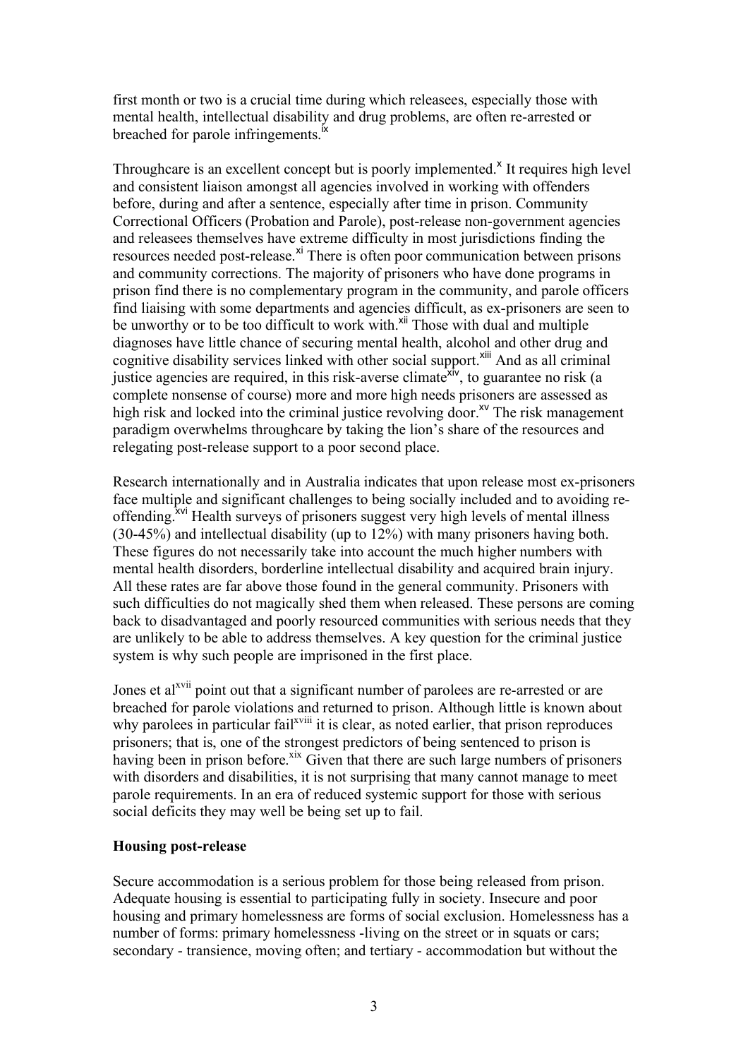first month or two is a crucial time during which releasees, especially those with mental health, intellectual disability and drug problems, are often re-arrested or breached for parole infringements.[ix]

Throughcare is an excellent concept but is poorly implemented.[x] It requires high level and consistent liaison amongst all agencies involved in working with offenders before, during and after a sentence, especially after time in prison. Community Correctional Officers (Probation and Parole), post-release non-government agencies and releasees themselves have extreme difficulty in most jurisdictions finding the resources needed post-release.[xi] There is often poor communication between prisons and community corrections. The majority of prisoners who have done programs in prison find there is no complementary program in the community, and parole officers find liaising with some departments and agencies difficult, as ex-prisoners are seen to be unworthy or to be too difficult to work with.[xii] Those with dual and multiple diagnoses have little chance of securing mental health, alcohol and other drug and cognitive disability services linked with other social support.[xiii] And as all criminal justice agencies are required, in this risk-averse climate[xiv], to guarantee no risk (a complete nonsense of course) more and more high needs prisoners are assessed as high risk and locked into the criminal justice revolving door.[xv] The risk management paradigm overwhelms throughcare by taking the lion's share of the resources and relegating post-release support to a poor second place.

Research internationally and in Australia indicates that upon release most ex-prisoners face multiple and significant challenges to being socially included and to avoiding re-offending.[xvi] Health surveys of prisoners suggest very high levels of mental illness (30-45%) and intellectual disability (up to 12%) with many prisoners having both. These figures do not necessarily take into account the much higher numbers with mental health disorders, borderline intellectual disability and acquired brain injury. All these rates are far above those found in the general community. Prisoners with such difficulties do not magically shed them when released. These persons are coming back to disadvantaged and poorly resourced communities with serious needs that they are unlikely to be able to address themselves. A key question for the criminal justice system is why such people are imprisoned in the first place.

Jones et al[xvii] point out that a significant number of parolees are re-arrested or are breached for parole violations and returned to prison. Although little is known about why parolees in particular fail[xviii] it is clear, as noted earlier, that prison reproduces prisoners; that is, one of the strongest predictors of being sentenced to prison is having been in prison before.[xix] Given that there are such large numbers of prisoners with disorders and disabilities, it is not surprising that many cannot manage to meet parole requirements. In an era of reduced systemic support for those with serious social deficits they may well be being set up to fail.

**Housing post-release**

Secure accommodation is a serious problem for those being released from prison. Adequate housing is essential to participating fully in society. Insecure and poor housing and primary homelessness are forms of social exclusion. Homelessness has a number of forms: primary homelessness -living on the street or in squats or cars; secondary - transience, moving often; and tertiary - accommodation but without the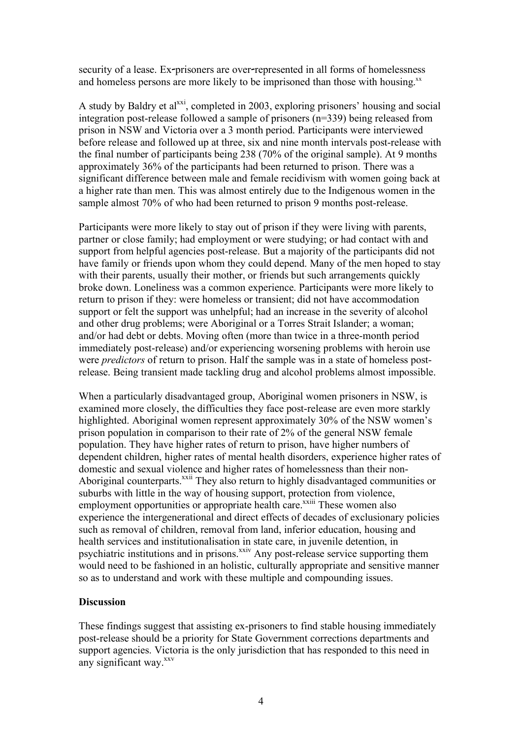security of a lease. Ex-prisoners are over-represented in all forms of homelessness and homeless persons are more likely to be imprisoned than those with housing.[xx]

A study by Baldry et al[xxi], completed in 2003, exploring prisoners' housing and social integration post-release followed a sample of prisoners (n=339) being released from prison in NSW and Victoria over a 3 month period. Participants were interviewed before release and followed up at three, six and nine month intervals post-release with the final number of participants being 238 (70% of the original sample). At 9 months approximately 36% of the participants had been returned to prison. There was a significant difference between male and female recidivism with women going back at a higher rate than men. This was almost entirely due to the Indigenous women in the sample almost 70% of who had been returned to prison 9 months post-release.

Participants were more likely to stay out of prison if they were living with parents, partner or close family; had employment or were studying; or had contact with and support from helpful agencies post-release. But a majority of the participants did not have family or friends upon whom they could depend. Many of the men hoped to stay with their parents, usually their mother, or friends but such arrangements quickly broke down. Loneliness was a common experience. Participants were more likely to return to prison if they: were homeless or transient; did not have accommodation support or felt the support was unhelpful; had an increase in the severity of alcohol and other drug problems; were Aboriginal or a Torres Strait Islander; a woman; and/or had debt or debts. Moving often (more than twice in a three-month period immediately post-release) and/or experiencing worsening problems with heroin use were *predictors* of return to prison. Half the sample was in a state of homeless post-release. Being transient made tackling drug and alcohol problems almost impossible.

When a particularly disadvantaged group, Aboriginal women prisoners in NSW, is examined more closely, the difficulties they face post-release are even more starkly highlighted. Aboriginal women represent approximately 30% of the NSW women's prison population in comparison to their rate of 2% of the general NSW female population. They have higher rates of return to prison, have higher numbers of dependent children, higher rates of mental health disorders, experience higher rates of domestic and sexual violence and higher rates of homelessness than their non-Aboriginal counterparts.[xxii] They also return to highly disadvantaged communities or suburbs with little in the way of housing support, protection from violence, employment opportunities or appropriate health care.[xxiii] These women also experience the intergenerational and direct effects of decades of exclusionary policies such as removal of children, removal from land, inferior education, housing and health services and institutionalisation in state care, in juvenile detention, in psychiatric institutions and in prisons.[xxiv] Any post-release service supporting them would need to be fashioned in an holistic, culturally appropriate and sensitive manner so as to understand and work with these multiple and compounding issues.

**Discussion**

These findings suggest that assisting ex-prisoners to find stable housing immediately post-release should be a priority for State Government corrections departments and support agencies. Victoria is the only jurisdiction that has responded to this need in any significant way.[xxv]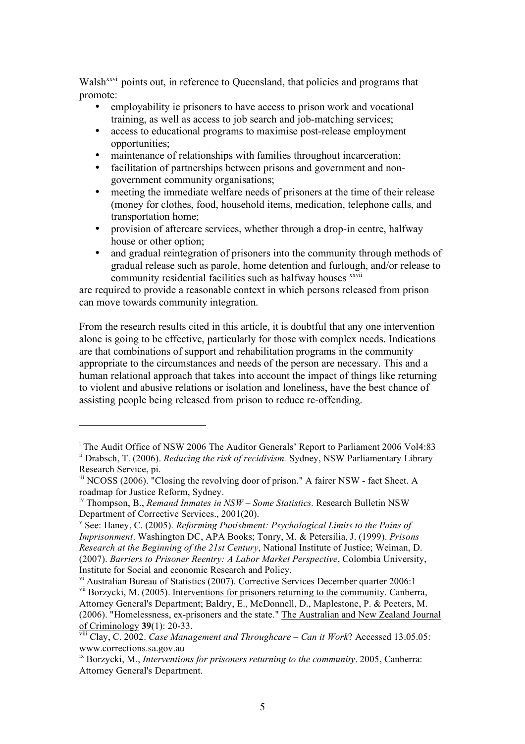Walsh[xxvi] points out, in reference to Queensland, that policies and programs that promote:

- employability ie prisoners to have access to prison work and vocational training, as well as access to job search and job-matching services;
- access to educational programs to maximise post-release employment opportunities;
- maintenance of relationships with families throughout incarceration;
- facilitation of partnerships between prisons and government and non-government community organisations;
- meeting the immediate welfare needs of prisoners at the time of their release (money for clothes, food, household items, medication, telephone calls, and transportation home;
- provision of aftercare services, whether through a drop-in centre, halfway house or other option;
- and gradual reintegration of prisoners into the community through methods of gradual release such as parole, home detention and furlough, and/or release to community residential facilities such as halfway houses [xxvii]

are required to provide a reasonable context in which persons released from prison can move towards community integration.

From the research results cited in this article, it is doubtful that any one intervention alone is going to be effective, particularly for those with complex needs. Indications are that combinations of support and rehabilitation programs in the community appropriate to the circumstances and needs of the person are necessary. This and a human relational approach that takes into account the impact of things like returning to violent and abusive relations or isolation and loneliness, have the best chance of assisting people being released from prison to reduce re-offending.

---

[i] The Audit Office of NSW 2006 The Auditor Generals' Report to Parliament 2006 Vol4:83

[ii] Drabsch, T. (2006). *Reducing the risk of recidivism.* Sydney, NSW Parliamentary Library Research Service, pi.

[iii] NCOSS (2006). "Closing the revolving door of prison." A fairer NSW - fact Sheet. A roadmap for Justice Reform, Sydney.

[iv] Thompson, B., *Remand Inmates in NSW – Some Statistics.* Research Bulletin NSW Department of Corrective Services., 2001(20).

[v] See: Haney, C. (2005). *Reforming Punishment: Psychological Limits to the Pains of Imprisonment*. Washington DC, APA Books; Tonry, M. & Petersilia, J. (1999). *Prisons Research at the Beginning of the 21st Century*, National Institute of Justice; Weiman, D. (2007). *Barriers to Prisoner Reentry: A Labor Market Perspective*, Colombia University, Institute for Social and economic Research and Policy.

[vi] Australian Bureau of Statistics (2007). Corrective Services December quarter 2006:1

[vii] Borzycki, M. (2005). Interventions for prisoners returning to the community. Canberra, Attorney General's Department; Baldry, E., McDonnell, D., Maplestone, P. & Peeters, M. (2006). "Homelessness, ex-prisoners and the state." The Australian and New Zealand Journal of Criminology **39**(1): 20-33.

[viii] Clay, C. 2002. *Case Management and Throughcare – Can it Work*? Accessed 13.05.05: www.corrections.sa.gov.au

[ix] Borzycki, M., *Interventions for prisoners returning to the community*. 2005, Canberra: Attorney General's Department.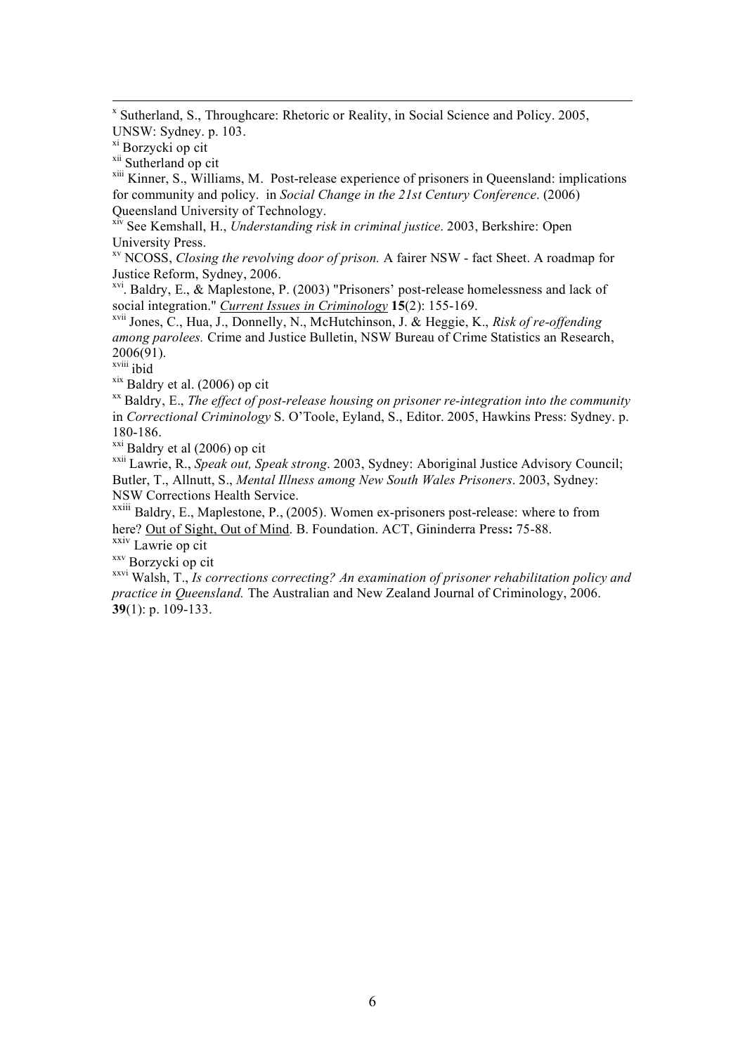[x] Sutherland, S., Throughcare: Rhetoric or Reality, in Social Science and Policy. 2005, UNSW: Sydney. p. 103.

[xi] Borzycki op cit

[xii] Sutherland op cit

[xiii] Kinner, S., Williams, M. Post-release experience of prisoners in Queensland: implications for community and policy. in *Social Change in the 21st Century Conference*. (2006) Queensland University of Technology.

[xiv] See Kemshall, H., *Understanding risk in criminal justice*. 2003, Berkshire: Open University Press.

[xv] NCOSS, *Closing the revolving door of prison.* A fairer NSW - fact Sheet. A roadmap for Justice Reform, Sydney, 2006.

[xvi]. Baldry, E., & Maplestone, P. (2003) "Prisoners' post-release homelessness and lack of social integration." *Current Issues in Criminology* **15**(2): 155-169.

[xvii] Jones, C., Hua, J., Donnelly, N., McHutchinson, J. & Heggie, K., *Risk of re-offending among parolees.* Crime and Justice Bulletin, NSW Bureau of Crime Statistics an Research, 2006(91).

[xviii] ibid

[xix] Baldry et al. (2006) op cit

[xx] Baldry, E., *The effect of post-release housing on prisoner re-integration into the community* in *Correctional Criminology* S. O'Toole, Eyland, S., Editor. 2005, Hawkins Press: Sydney. p. 180-186.

[xxi] Baldry et al (2006) op cit

[xxii] Lawrie, R., *Speak out, Speak strong*. 2003, Sydney: Aboriginal Justice Advisory Council; Butler, T., Allnutt, S., *Mental Illness among New South Wales Prisoners*. 2003, Sydney: NSW Corrections Health Service.

[xxiii] Baldry, E., Maplestone, P., (2005). Women ex-prisoners post-release: where to from here? Out of Sight, Out of Mind. B. Foundation. ACT, Gininderra Press**:** 75-88.

[xxiv] Lawrie op cit

[xxv] Borzycki op cit

[xxvi] Walsh, T., *Is corrections correcting? An examination of prisoner rehabilitation policy and practice in Queensland.* The Australian and New Zealand Journal of Criminology, 2006. **39**(1): p. 109-133.